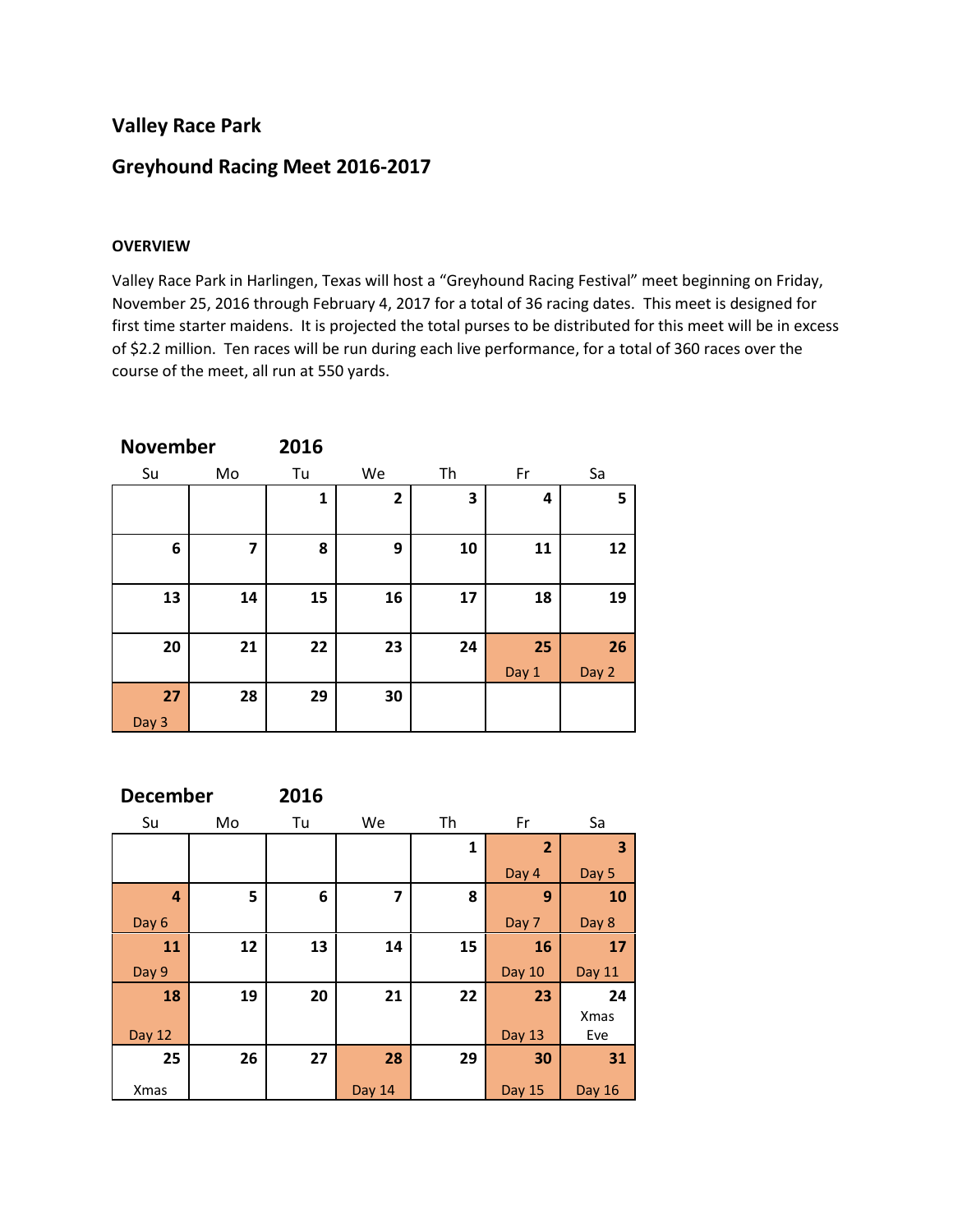## Valley Race Park

## Greyhound Racing Meet 2016-2017

**OVERVIEW**

Valley Race Park in Harlingen, Texas will host a "Greyhound Racing Festival" meet beginning on Friday, November 25, 2016 through February 4, 2017 for a total of 36 racing dates. This meet is designed for first time starter maidens. It is projected the total purses to be distributed for this meet will be in excess of $2.2 million. Ten races will be run during each live performance, for a total of 360 races over the course of the meet, all run at 550 yards.

### November 2016

| Su | Mo | Tu | We | Th | Fr | Sa |
|---|---|---|---|---|---|---|
| | | 1 | 2 | 3 | 4 | 5 |
| 6 | 7 | 8 | 9 | 10 | 11 | 12 |
| 13 | 14 | 15 | 16 | 17 | 18 | 19 |
| 20 | 21 | 22 | 23 | 24 | 25 Day 1 | 26 Day 2 |
| 27 Day 3 | 28 | 29 | 30 | | | |

### December 2016

| Su | Mo | Tu | We | Th | Fr | Sa |
|---|---|---|---|---|---|---|
| | | | | 1 | 2 Day 4 | 3 Day 5 |
| 4 Day 6 | 5 | 6 | 7 | 8 | 9 Day 7 | 10 Day 8 |
| 11 Day 9 | 12 | 13 | 14 | 15 | 16 Day 10 | 17 Day 11 |
| 18 Day 12 | 19 | 20 | 21 | 22 | 23 Day 13 | 24 Xmas Eve |
| 25 Xmas | 26 | 27 | 28 Day 14 | 29 | 30 Day 15 | 31 Day 16 |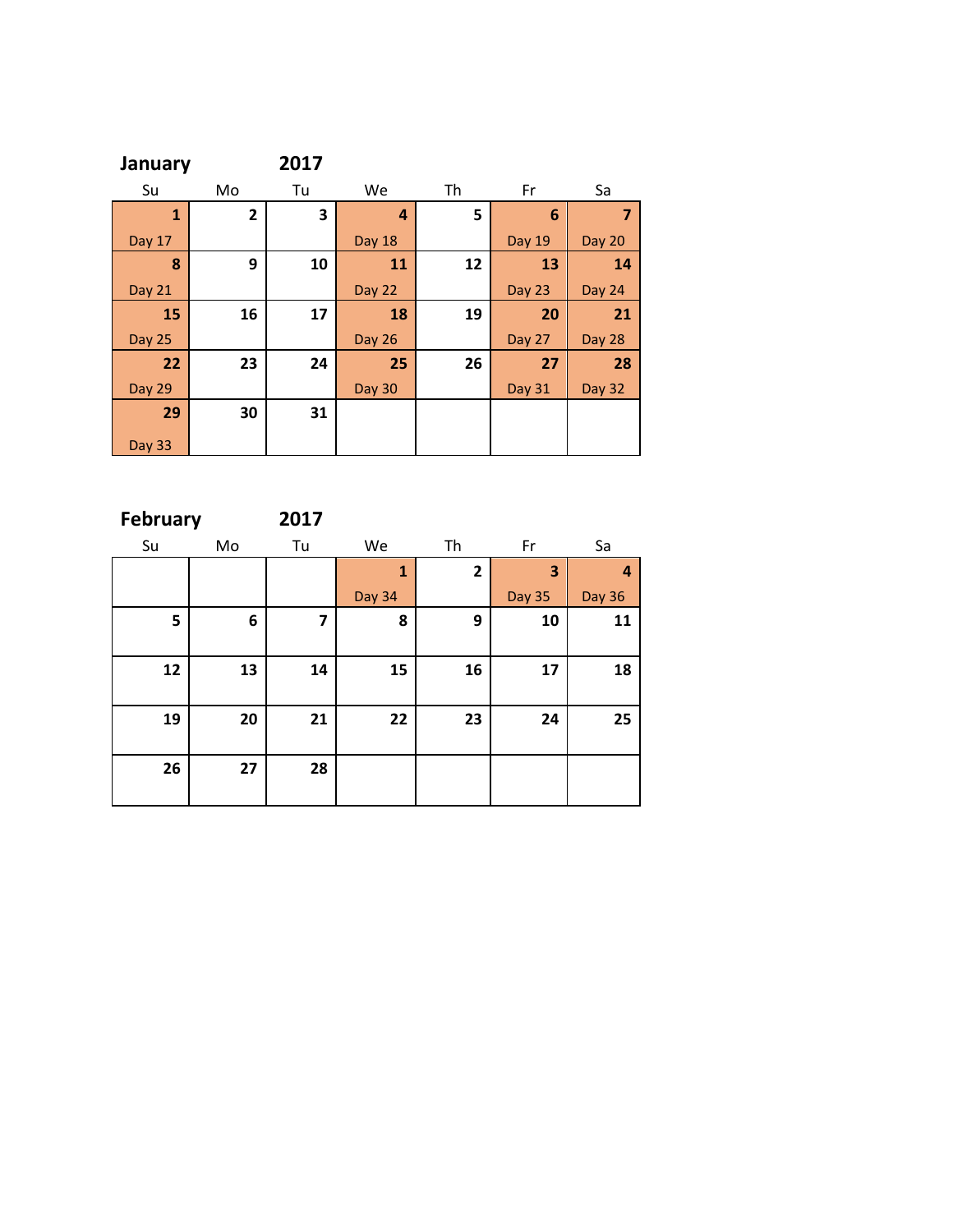## January 2017

| Su | Mo | Tu | We | Th | Fr | Sa |
|---|---|---|---|---|---|---|
| **1** Day 17 | **2** | **3** | **4** Day 18 | **5** | **6** Day 19 | **7** Day 20 |
| **8** Day 21 | **9** | **10** | **11** Day 22 | **12** | **13** Day 23 | **14** Day 24 |
| **15** Day 25 | **16** | **17** | **18** Day 26 | **19** | **20** Day 27 | **21** Day 28 |
| **22** Day 29 | **23** | **24** | **25** Day 30 | **26** | **27** Day 31 | **28** Day 32 |
| **29** Day 33 | **30** | **31** | | | | |

## February 2017

| Su | Mo | Tu | We | Th | Fr | Sa |
|---|---|---|---|---|---|---|
| | | | **1** Day 34 | **2** | **3** Day 35 | **4** Day 36 |
| **5** | **6** | **7** | **8** | **9** | **10** | **11** |
| **12** | **13** | **14** | **15** | **16** | **17** | **18** |
| **19** | **20** | **21** | **22** | **23** | **24** | **25** |
| **26** | **27** | **28** | | | | |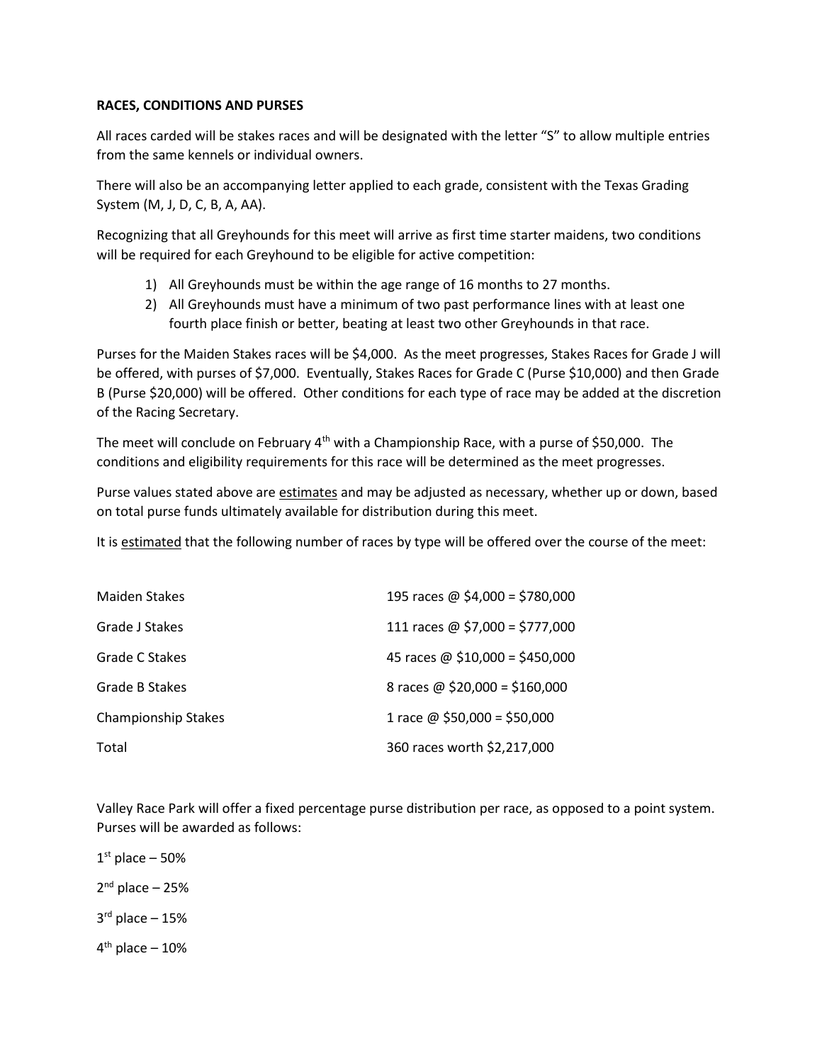**RACES, CONDITIONS AND PURSES**

All races carded will be stakes races and will be designated with the letter "S" to allow multiple entries from the same kennels or individual owners.

There will also be an accompanying letter applied to each grade, consistent with the Texas Grading System (M, J, D, C, B, A, AA).

Recognizing that all Greyhounds for this meet will arrive as first time starter maidens, two conditions will be required for each Greyhound to be eligible for active competition:

1) All Greyhounds must be within the age range of 16 months to 27 months.
2) All Greyhounds must have a minimum of two past performance lines with at least one fourth place finish or better, beating at least two other Greyhounds in that race.

Purses for the Maiden Stakes races will be $4,000. As the meet progresses, Stakes Races for Grade J will be offered, with purses of $7,000. Eventually, Stakes Races for Grade C (Purse $10,000) and then Grade B (Purse $20,000) will be offered. Other conditions for each type of race may be added at the discretion of the Racing Secretary.

The meet will conclude on February 4th with a Championship Race, with a purse of $50,000. The conditions and eligibility requirements for this race will be determined as the meet progresses.

Purse values stated above are <u>estimates</u> and may be adjusted as necessary, whether up or down, based on total purse funds ultimately available for distribution during this meet.

It is <u>estimated</u> that the following number of races by type will be offered over the course of the meet:

| | |
|---|---|
| Maiden Stakes | 195 races @ $4,000 = $780,000 |
| Grade J Stakes | 111 races @ $7,000 = $777,000 |
| Grade C Stakes | 45 races @ $10,000 = $450,000 |
| Grade B Stakes | 8 races @ $20,000 = $160,000 |
| Championship Stakes | 1 race @ $50,000 = $50,000 |
| Total | 360 races worth $2,217,000 |

Valley Race Park will offer a fixed percentage purse distribution per race, as opposed to a point system. Purses will be awarded as follows:

1st place – 50%

2nd place – 25%

3rd place – 15%

4th place – 10%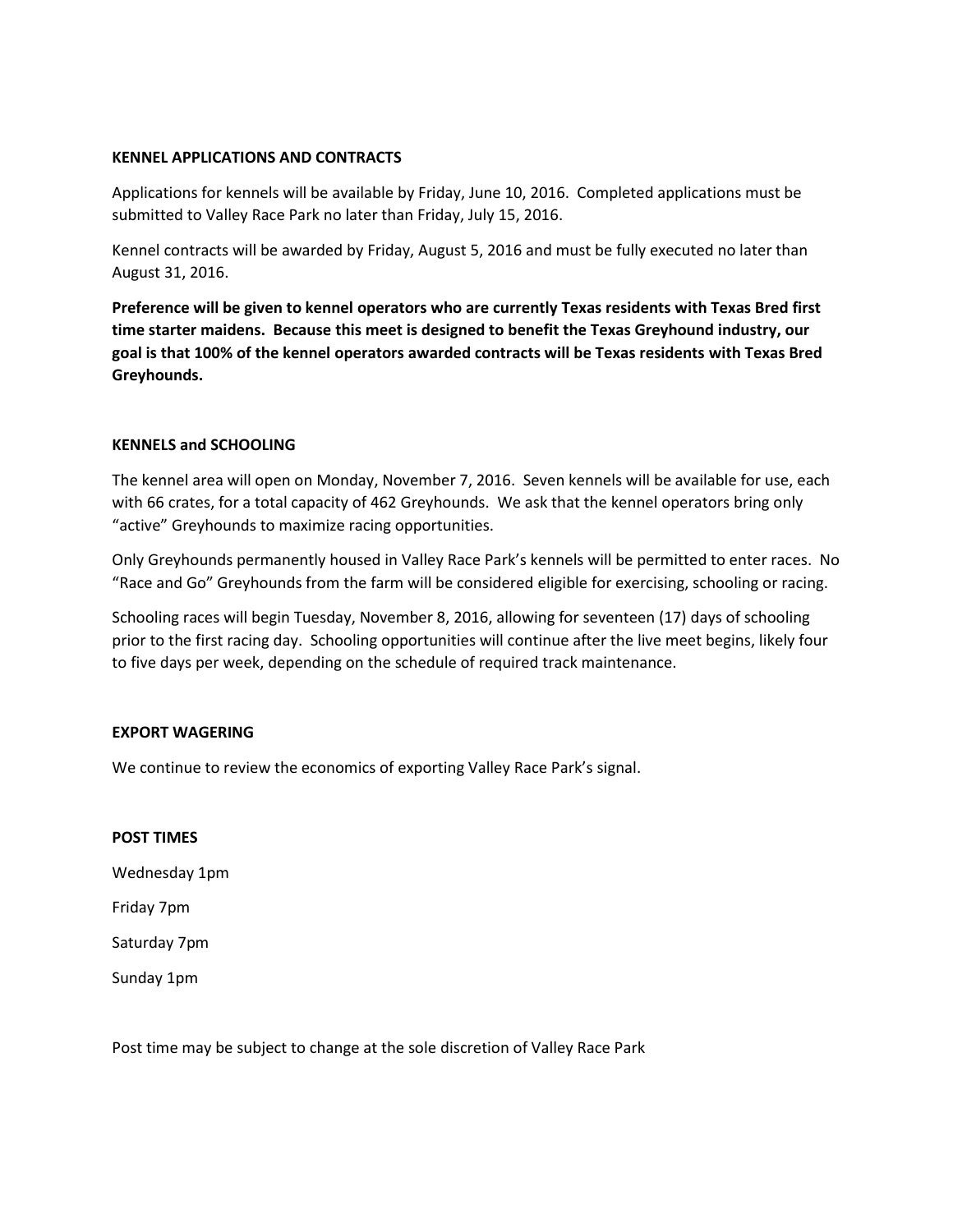## KENNEL APPLICATIONS AND CONTRACTS

Applications for kennels will be available by Friday, June 10, 2016. Completed applications must be submitted to Valley Race Park no later than Friday, July 15, 2016.

Kennel contracts will be awarded by Friday, August 5, 2016 and must be fully executed no later than August 31, 2016.

**Preference will be given to kennel operators who are currently Texas residents with Texas Bred first time starter maidens. Because this meet is designed to benefit the Texas Greyhound industry, our goal is that 100% of the kennel operators awarded contracts will be Texas residents with Texas Bred Greyhounds.**

## KENNELS and SCHOOLING

The kennel area will open on Monday, November 7, 2016. Seven kennels will be available for use, each with 66 crates, for a total capacity of 462 Greyhounds. We ask that the kennel operators bring only "active" Greyhounds to maximize racing opportunities.

Only Greyhounds permanently housed in Valley Race Park's kennels will be permitted to enter races. No "Race and Go" Greyhounds from the farm will be considered eligible for exercising, schooling or racing.

Schooling races will begin Tuesday, November 8, 2016, allowing for seventeen (17) days of schooling prior to the first racing day. Schooling opportunities will continue after the live meet begins, likely four to five days per week, depending on the schedule of required track maintenance.

## EXPORT WAGERING

We continue to review the economics of exporting Valley Race Park's signal.

## POST TIMES

Wednesday 1pm

Friday 7pm

Saturday 7pm

Sunday 1pm

Post time may be subject to change at the sole discretion of Valley Race Park